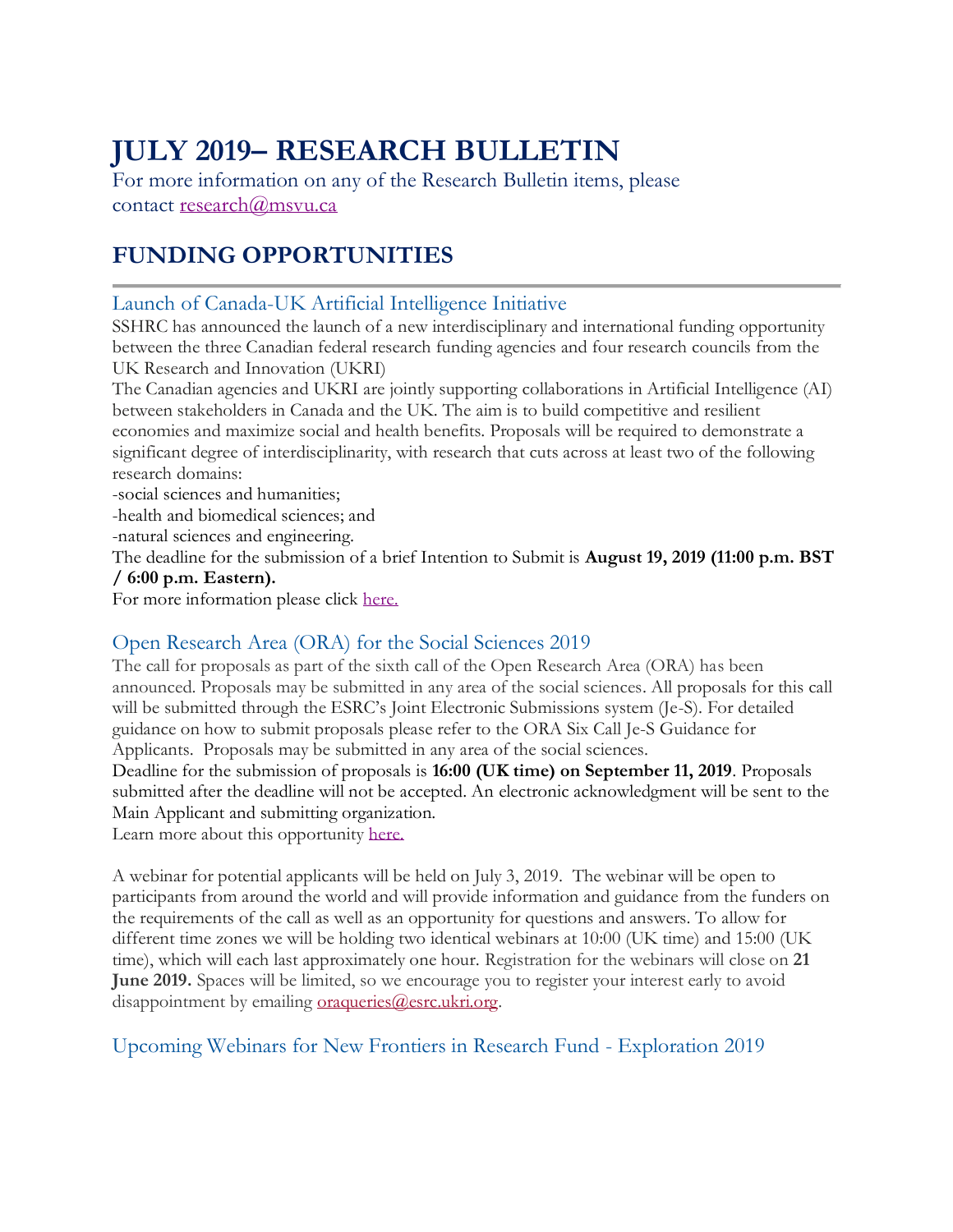# JULY 2019– RESEARCH BULLETIN

For more information on any of the Research Bulletin items, please contact [research@msvu.ca](mailto:research@msvu.ca)

## FUNDING OPPORTUNITIES

### Launch of Canada-UK Artificial Intelligence Initiative

SSHRC has announced the launch of a new interdisciplinary and international funding opportunity between the three Canadian federal research funding agencies and four research councils from the UK Research and Innovation (UKRI)

The Canadian agencies and UKRI are jointly supporting collaborations in Artificial Intelligence (AI) between stakeholders in Canada and the UK. The aim is to build competitive and resilient economies and maximize social and health benefits. Proposals will be required to demonstrate a significant degree of interdisciplinarity, with research that cuts across at least two of the following research domains:

-social sciences and humanities;

-health and biomedical sciences; and

-natural sciences and engineering.

The deadline for the submission of a brief Intention to Submit is **August 19, 2019 (11:00 p.m. BST / 6:00 p.m. Eastern).**

For more information please click here.

### Open Research Area (ORA) for the Social Sciences 2019

The call for proposals as part of the sixth call of the Open Research Area (ORA) has been announced. Proposals may be submitted in any area of the social sciences. All proposals for this call will be submitted through the ESRC's Joint Electronic Submissions system (Je-S). For detailed guidance on how to submit proposals please refer to the ORA Six Call Je-S Guidance for Applicants. Proposals may be submitted in any area of the social sciences.

Deadline for the submission of proposals is **16:00 (UK time) on September 11, 2019**. Proposals submitted after the deadline will not be accepted. An electronic acknowledgment will be sent to the Main Applicant and submitting organization.

Learn more about this opportunity here.

A webinar for potential applicants will be held on July 3, 2019. The webinar will be open to participants from around the world and will provide information and guidance from the funders on the requirements of the call as well as an opportunity for questions and answers. To allow for different time zones we will be holding two identical webinars at 10:00 (UK time) and 15:00 (UK time), which will each last approximately one hour. Registration for the webinars will close on **21 June 2019.** Spaces will be limited, so we encourage you to register your interest early to avoid disappointment by emailing [oraqueries@esrc.ukri.org](mailto:oraqueries@esrc.ukri.org).

### Upcoming Webinars for New Frontiers in Research Fund - Exploration 2019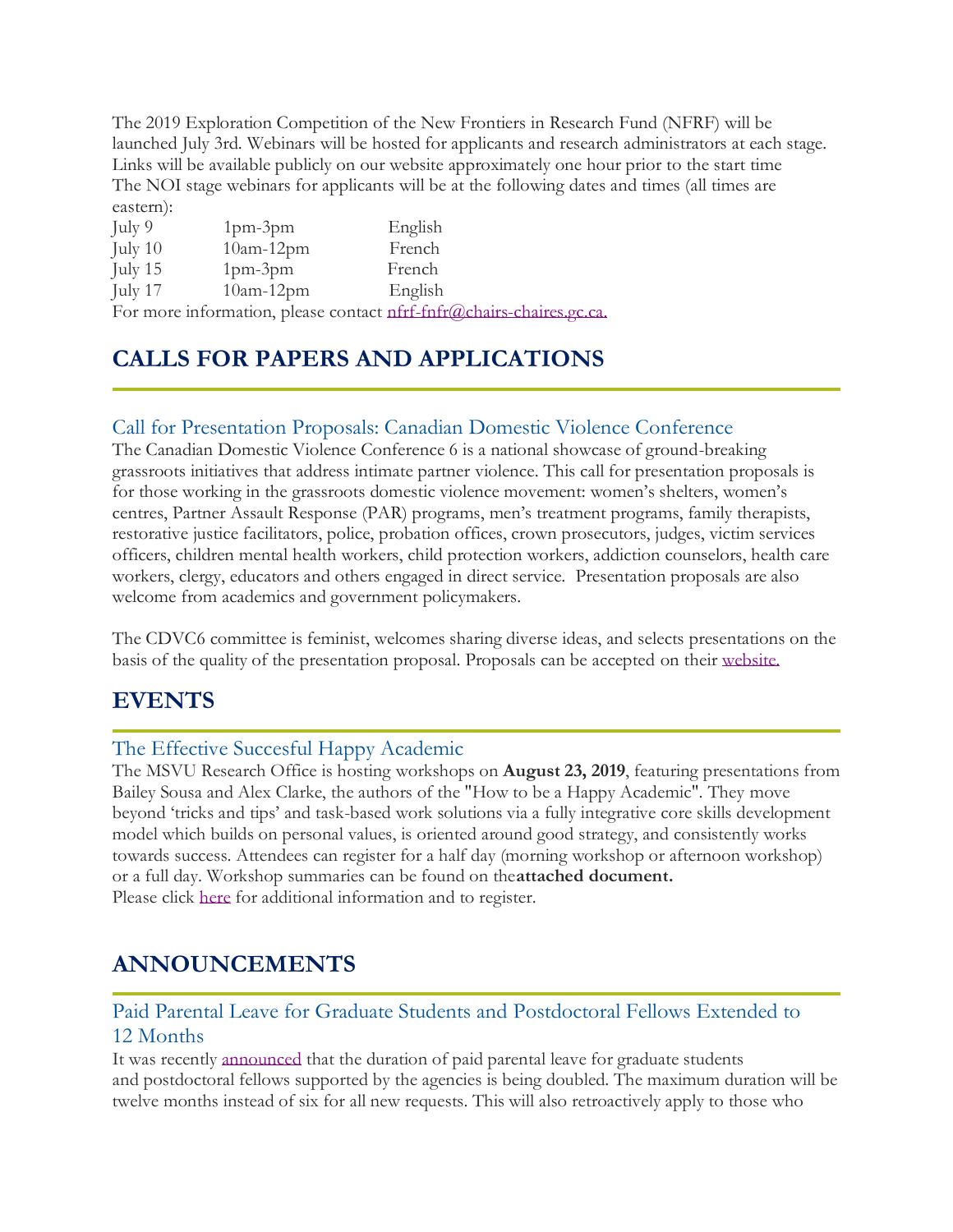The 2019 Exploration Competition of the New Frontiers in Research Fund (NFRF) will be launched July 3rd. Webinars will be hosted for applicants and research administrators at each stage. Links will be available publicly on our website approximately one hour prior to the start time
The NOI stage webinars for applicants will be at the following dates and times (all times are eastern):

| | | |
|---|---|---|
| July 9 | 1pm-3pm | English |
| July 10 | 10am-12pm | French |
| July 15 | 1pm-3pm | French |
| July 17 | 10am-12pm | English |

For more information, please contact nfrf-fnfr@chairs-chaires.gc.ca.

## CALLS FOR PAPERS AND APPLICATIONS

### Call for Presentation Proposals: Canadian Domestic Violence Conference

The Canadian Domestic Violence Conference 6 is a national showcase of ground-breaking grassroots initiatives that address intimate partner violence. This call for presentation proposals is for those working in the grassroots domestic violence movement: women's shelters, women's centres, Partner Assault Response (PAR) programs, men's treatment programs, family therapists, restorative justice facilitators, police, probation offices, crown prosecutors, judges, victim services officers, children mental health workers, child protection workers, addiction counselors, health care workers, clergy, educators and others engaged in direct service. Presentation proposals are also welcome from academics and government policymakers.

The CDVC6 committee is feminist, welcomes sharing diverse ideas, and selects presentations on the basis of the quality of the presentation proposal. Proposals can be accepted on their website.

## EVENTS

### The Effective Succesful Happy Academic

The MSVU Research Office is hosting workshops on **August 23, 2019**, featuring presentations from Bailey Sousa and Alex Clarke, the authors of the "How to be a Happy Academic". They move beyond 'tricks and tips' and task-based work solutions via a fully integrative core skills development model which builds on personal values, is oriented around good strategy, and consistently works towards success. Attendees can register for a half day (morning workshop or afternoon workshop) or a full day. Workshop summaries can be found on the**attached document.**
Please click here for additional information and to register.

## ANNOUNCEMENTS

### Paid Parental Leave for Graduate Students and Postdoctoral Fellows Extended to 12 Months

It was recently announced that the duration of paid parental leave for graduate students and postdoctoral fellows supported by the agencies is being doubled. The maximum duration will be twelve months instead of six for all new requests. This will also retroactively apply to those who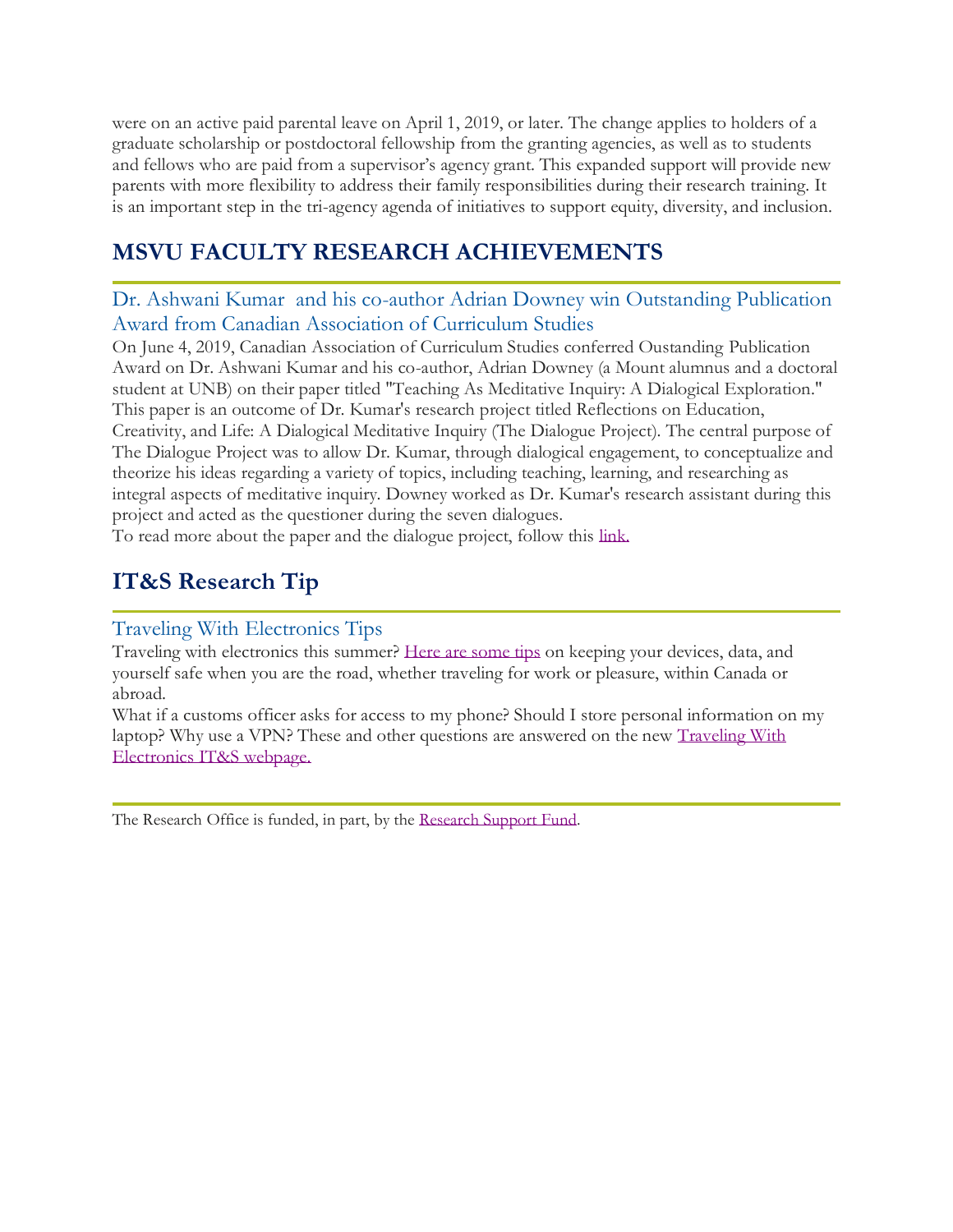were on an active paid parental leave on April 1, 2019, or later. The change applies to holders of a graduate scholarship or postdoctoral fellowship from the granting agencies, as well as to students and fellows who are paid from a supervisor's agency grant. This expanded support will provide new parents with more flexibility to address their family responsibilities during their research training. It is an important step in the tri-agency agenda of initiatives to support equity, diversity, and inclusion.

## MSVU FACULTY RESEARCH ACHIEVEMENTS

### Dr. Ashwani Kumar and his co-author Adrian Downey win Outstanding Publication Award from Canadian Association of Curriculum Studies

On June 4, 2019, Canadian Association of Curriculum Studies conferred Oustanding Publication Award on Dr. Ashwani Kumar and his co-author, Adrian Downey (a Mount alumnus and a doctoral student at UNB) on their paper titled "Teaching As Meditative Inquiry: A Dialogical Exploration." This paper is an outcome of Dr. Kumar's research project titled Reflections on Education, Creativity, and Life: A Dialogical Meditative Inquiry (The Dialogue Project). The central purpose of The Dialogue Project was to allow Dr. Kumar, through dialogical engagement, to conceptualize and theorize his ideas regarding a variety of topics, including teaching, learning, and researching as integral aspects of meditative inquiry. Downey worked as Dr. Kumar's research assistant during this project and acted as the questioner during the seven dialogues.
To read more about the paper and the dialogue project, follow this link.

## IT&S Research Tip

### Traveling With Electronics Tips

Traveling with electronics this summer? Here are some tips on keeping your devices, data, and yourself safe when you are the road, whether traveling for work or pleasure, within Canada or abroad.
What if a customs officer asks for access to my phone? Should I store personal information on my laptop? Why use a VPN? These and other questions are answered on the new Traveling With Electronics IT&S webpage.

---

The Research Office is funded, in part, by the Research Support Fund.